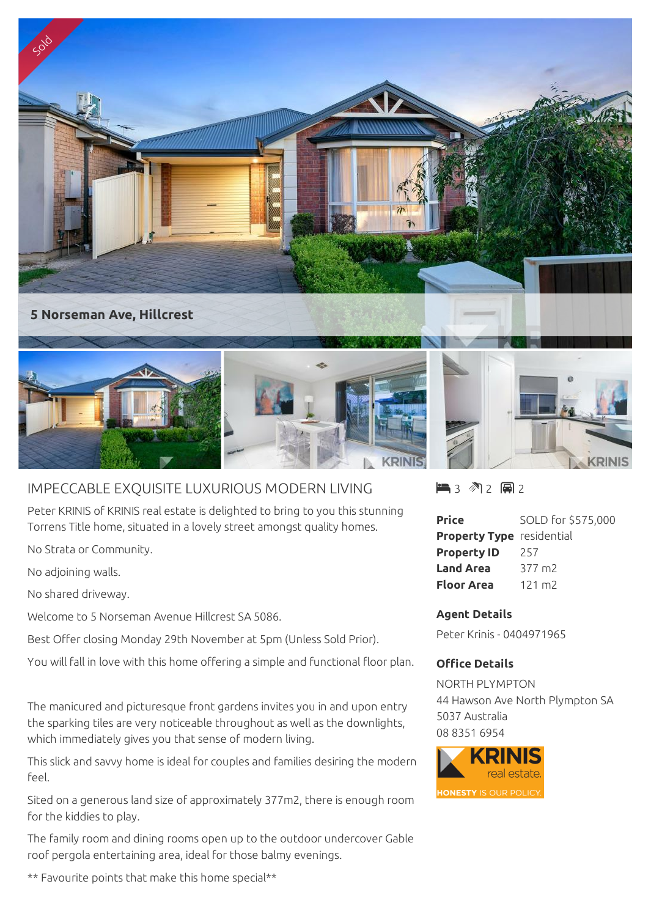Sold

5 Norseman Ave, Hillcrest

# IMPECCABLE EXQUISITE LUXURIOUS MODERN LIVING

3 bedrooms | 2 bathrooms | 2 car spaces

Peter KRINIS of KRINIS real estate is delighted to bring to you this stunning Torrens Title home, situated in a lovely street amongst quality homes.

No Strata or Community.

No adjoining walls.

No shared driveway.

Welcome to 5 Norseman Avenue Hillcrest SA 5086.

Best Offer closing Monday 29th November at 5pm (Unless Sold Prior).

You will fall in love with this home offering a simple and functional floor plan.

The manicured and picturesque front gardens invites you in and upon entry the sparking tiles are very noticeable throughout as well as the downlights, which immediately gives you that sense of modern living.

This slick and savvy home is ideal for couples and families desiring the modern feel.

Sited on a generous land size of approximately 377m2, there is enough room for the kiddies to play.

The family room and dining rooms open up to the outdoor undercover Gable roof pergola entertaining area, ideal for those balmy evenings.

** Favourite points that make this home special**

| | |
|---|---|
| **Price** | SOLD for $575,000 |
| **Property Type** | residential |
| **Property ID** | 257 |
| **Land Area** | 377 m2 |
| **Floor Area** | 121 m2 |

**Agent Details**

Peter Krinis - 0404971965

**Office Details**

NORTH PLYMPTON
44 Hawson Ave North Plympton SA 5037 Australia
08 8351 6954

KRINIS real estate.
HONESTY IS OUR POLICY.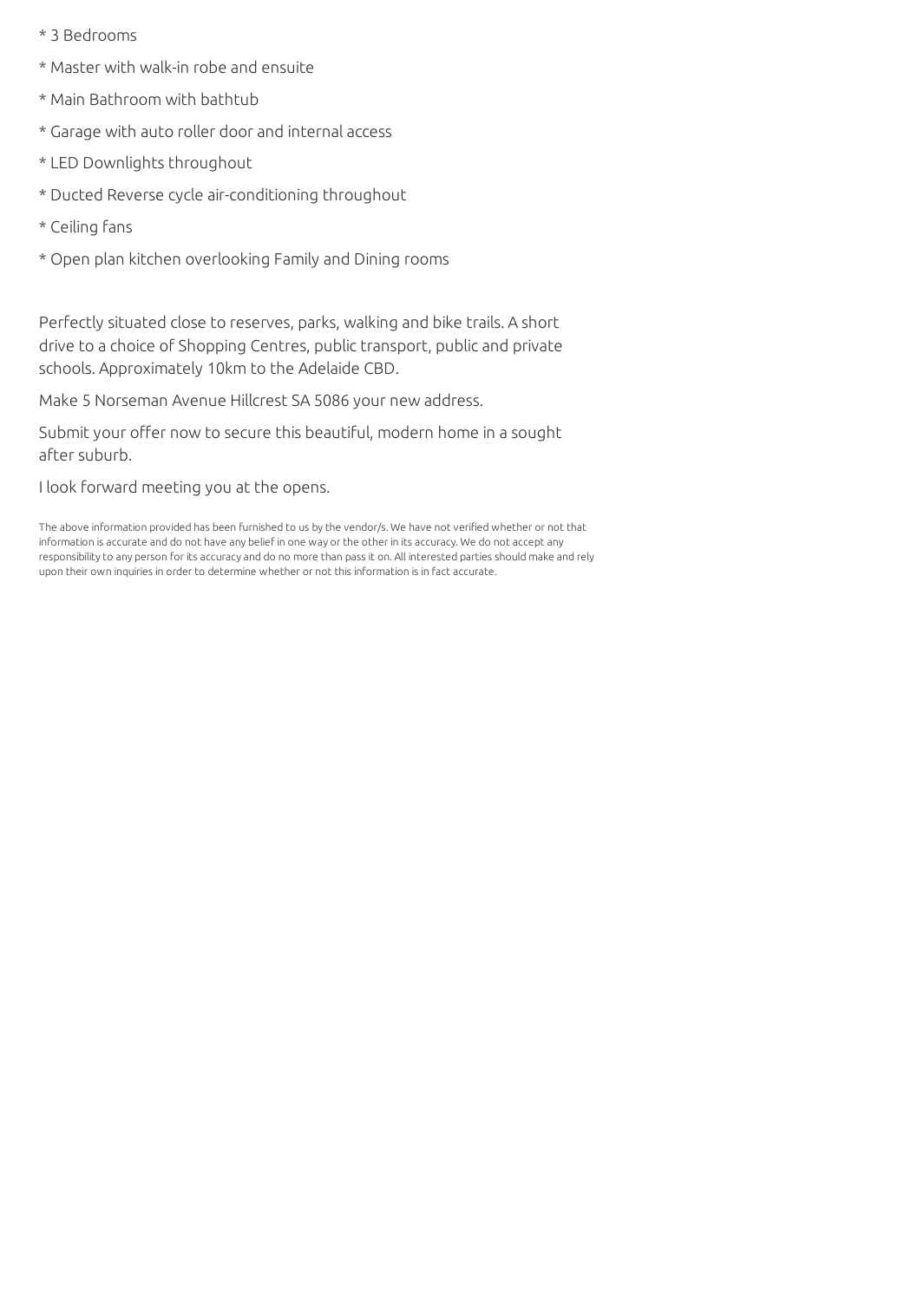* 3 Bedrooms

* Master with walk-in robe and ensuite

* Main Bathroom with bathtub

* Garage with auto roller door and internal access

* LED Downlights throughout

* Ducted Reverse cycle air-conditioning throughout

* Ceiling fans

* Open plan kitchen overlooking Family and Dining rooms

Perfectly situated close to reserves, parks, walking and bike trails. A short drive to a choice of Shopping Centres, public transport, public and private schools. Approximately 10km to the Adelaide CBD.

Make 5 Norseman Avenue Hillcrest SA 5086 your new address.

Submit your offer now to secure this beautiful, modern home in a sought after suburb.

I look forward meeting you at the opens.

The above information provided has been furnished to us by the vendor/s. We have not verified whether or not that information is accurate and do not have any belief in one way or the other in its accuracy. We do not accept any responsibility to any person for its accuracy and do no more than pass it on. All interested parties should make and rely upon their own inquiries in order to determine whether or not this information is in fact accurate.